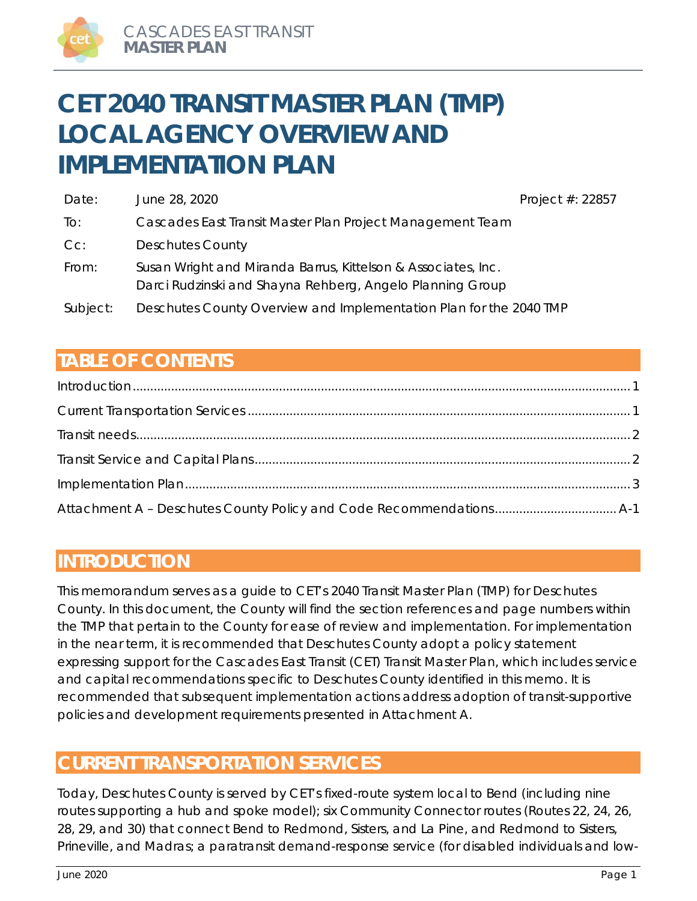# CET 2040 TRANSIT MASTER PLAN (TMP) LOCAL AGENCY OVERVIEW AND IMPLEMENTATION PLAN

| | | |
|---|---|---|
| Date: | June 28, 2020 | Project #: 22857 |
| To: | Cascades East Transit Master Plan Project Management Team | |
| Cc: | Deschutes County | |
| From: | Susan Wright and Miranda Barrus, Kittelson & Associates, Inc.<br>Darci Rudzinski and Shayna Rehberg, Angelo Planning Group | |
| Subject: | Deschutes County Overview and Implementation Plan for the 2040 TMP | |

## TABLE OF CONTENTS

Introduction .......... 1
Current Transportation Services .......... 1
Transit needs .......... 2
Transit Service and Capital Plans .......... 2
Implementation Plan .......... 3
Attachment A – Deschutes County Policy and Code Recommendations .......... A-1

## INTRODUCTION

This memorandum serves as a guide to CET's 2040 Transit Master Plan (TMP) for Deschutes County. In this document, the County will find the section references and page numbers within the TMP that pertain to the County for ease of review and implementation. For implementation in the near term, it is recommended that Deschutes County adopt a policy statement expressing support for the Cascades East Transit (CET) Transit Master Plan, which includes service and capital recommendations specific to Deschutes County identified in this memo. It is recommended that subsequent implementation actions address adoption of transit-supportive policies and development requirements presented in Attachment A.

## CURRENT TRANSPORTATION SERVICES

Today, Deschutes County is served by CET's fixed-route system local to Bend (including nine routes supporting a hub and spoke model); six Community Connector routes (Routes 22, 24, 26, 28, 29, and 30) that connect Bend to Redmond, Sisters, and La Pine, and Redmond to Sisters, Prineville, and Madras; a paratransit demand-response service (for disabled individuals and low-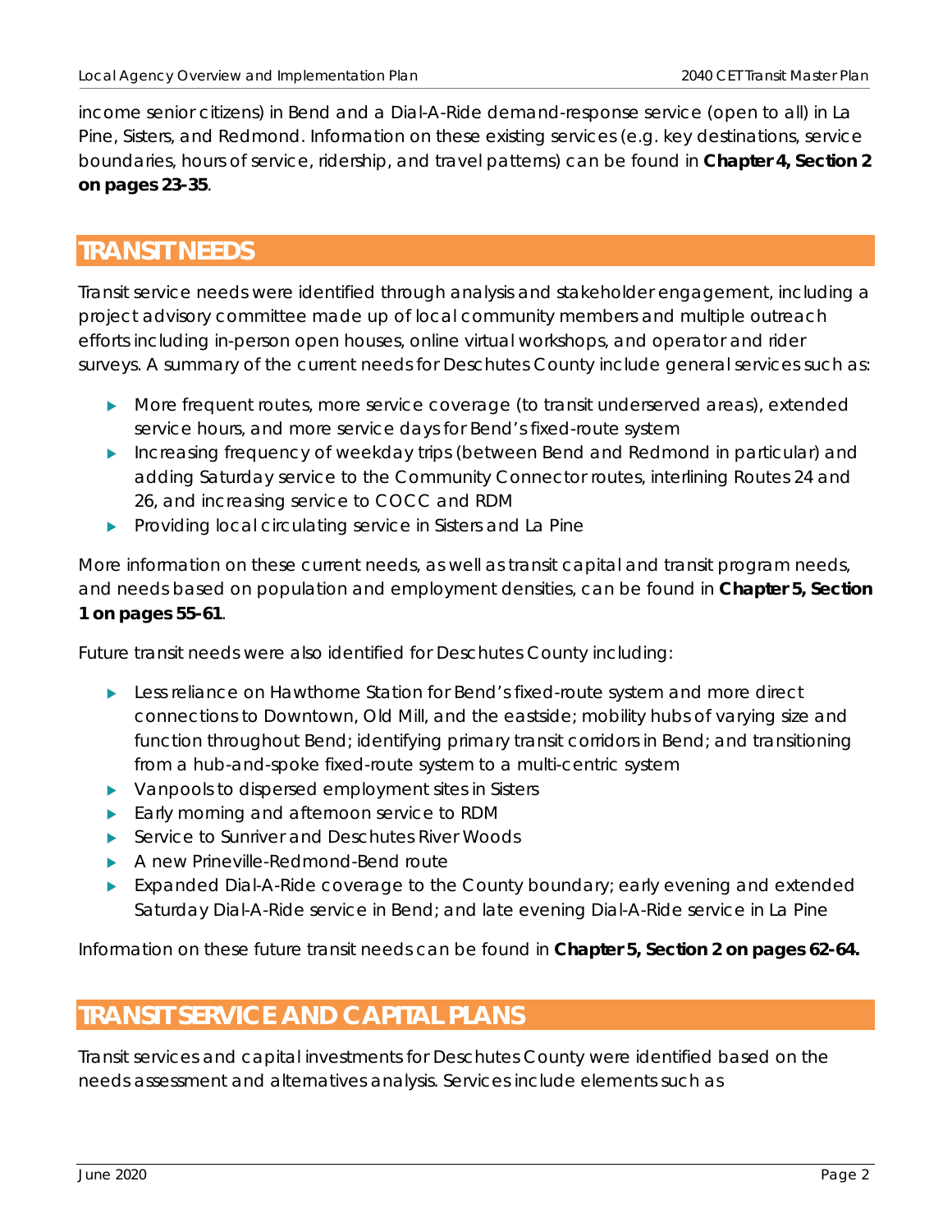income senior citizens) in Bend and a Dial-A-Ride demand-response service (open to all) in La Pine, Sisters, and Redmond. Information on these existing services (e.g. key destinations, service boundaries, hours of service, ridership, and travel patterns) can be found in **Chapter 4, Section 2 on pages 23-35**.

## TRANSIT NEEDS

Transit service needs were identified through analysis and stakeholder engagement, including a project advisory committee made up of local community members and multiple outreach efforts including in-person open houses, online virtual workshops, and operator and rider surveys. A summary of the current needs for Deschutes County include general services such as:

- More frequent routes, more service coverage (to transit underserved areas), extended service hours, and more service days for Bend's fixed-route system
- Increasing frequency of weekday trips (between Bend and Redmond in particular) and adding Saturday service to the Community Connector routes, interlining Routes 24 and 26, and increasing service to COCC and RDM
- Providing local circulating service in Sisters and La Pine

More information on these current needs, as well as transit capital and transit program needs, and needs based on population and employment densities, can be found in **Chapter 5, Section 1 on pages 55-61**.

Future transit needs were also identified for Deschutes County including:

- Less reliance on Hawthorne Station for Bend's fixed-route system and more direct connections to Downtown, Old Mill, and the eastside; mobility hubs of varying size and function throughout Bend; identifying primary transit corridors in Bend; and transitioning from a hub-and-spoke fixed-route system to a multi-centric system
- Vanpools to dispersed employment sites in Sisters
- Early morning and afternoon service to RDM
- Service to Sunriver and Deschutes River Woods
- A new Prineville-Redmond-Bend route
- Expanded Dial-A-Ride coverage to the County boundary; early evening and extended Saturday Dial-A-Ride service in Bend; and late evening Dial-A-Ride service in La Pine

Information on these future transit needs can be found in **Chapter 5, Section 2 on pages 62-64.**

## TRANSIT SERVICE AND CAPITAL PLANS

Transit services and capital investments for Deschutes County were identified based on the needs assessment and alternatives analysis. Services include elements such as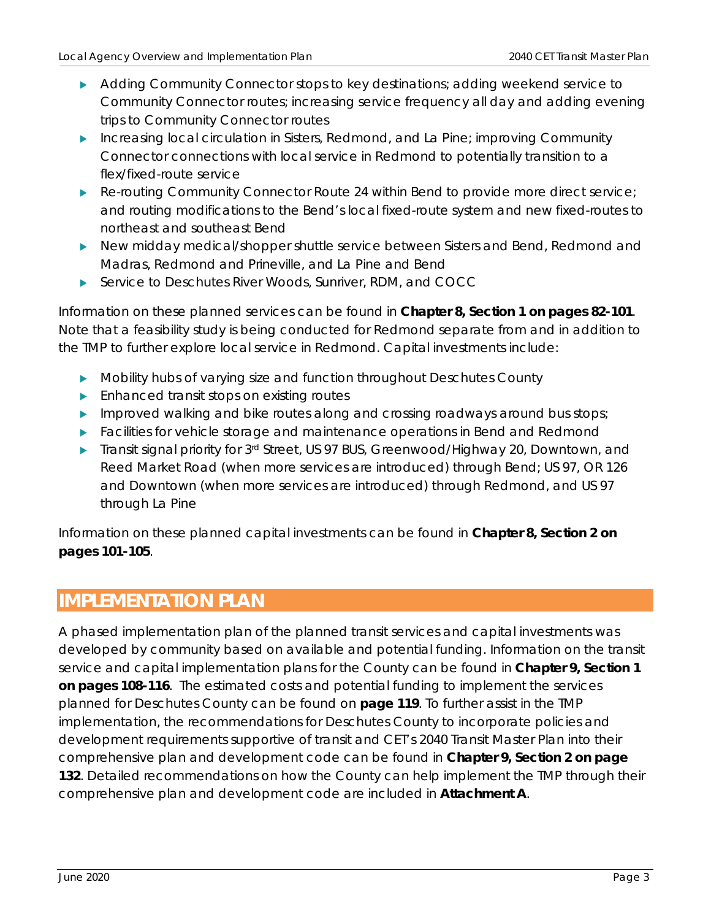- Adding Community Connector stops to key destinations; adding weekend service to Community Connector routes; increasing service frequency all day and adding evening trips to Community Connector routes
- Increasing local circulation in Sisters, Redmond, and La Pine; improving Community Connector connections with local service in Redmond to potentially transition to a flex/fixed-route service
- Re-routing Community Connector Route 24 within Bend to provide more direct service; and routing modifications to the Bend's local fixed-route system and new fixed-routes to northeast and southeast Bend
- New midday medical/shopper shuttle service between Sisters and Bend, Redmond and Madras, Redmond and Prineville, and La Pine and Bend
- Service to Deschutes River Woods, Sunriver, RDM, and COCC

Information on these planned services can be found in **Chapter 8, Section 1 on pages 82-101**. Note that a feasibility study is being conducted for Redmond separate from and in addition to the TMP to further explore local service in Redmond. Capital investments include:

- Mobility hubs of varying size and function throughout Deschutes County
- Enhanced transit stops on existing routes
- Improved walking and bike routes along and crossing roadways around bus stops;
- Facilities for vehicle storage and maintenance operations in Bend and Redmond
- Transit signal priority for 3rd Street, US 97 BUS, Greenwood/Highway 20, Downtown, and Reed Market Road (when more services are introduced) through Bend; US 97, OR 126 and Downtown (when more services are introduced) through Redmond, and US 97 through La Pine

Information on these planned capital investments can be found in **Chapter 8, Section 2 on pages 101-105**.

## IMPLEMENTATION PLAN

A phased implementation plan of the planned transit services and capital investments was developed by community based on available and potential funding. Information on the transit service and capital implementation plans for the County can be found in **Chapter 9, Section 1 on pages 108-116**. The estimated costs and potential funding to implement the services planned for Deschutes County can be found on **page 119**. To further assist in the TMP implementation, the recommendations for Deschutes County to incorporate policies and development requirements supportive of transit and CET's 2040 Transit Master Plan into their comprehensive plan and development code can be found in **Chapter 9, Section 2 on page 132**. Detailed recommendations on how the County can help implement the TMP through their comprehensive plan and development code are included in **Attachment A**.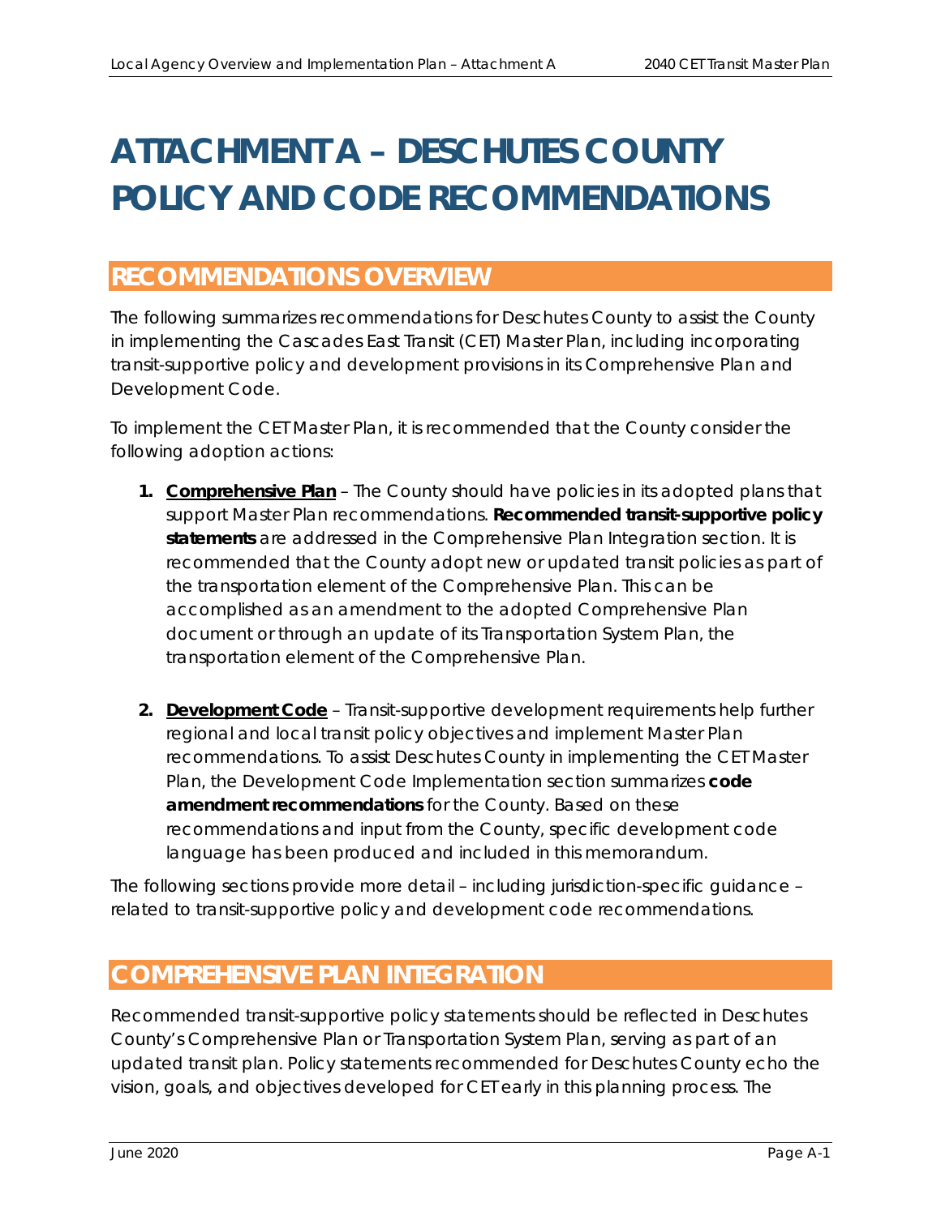# ATTACHMENT A – DESCHUTES COUNTY POLICY AND CODE RECOMMENDATIONS

## RECOMMENDATIONS OVERVIEW

The following summarizes recommendations for Deschutes County to assist the County in implementing the Cascades East Transit (CET) Master Plan, including incorporating transit-supportive policy and development provisions in its Comprehensive Plan and Development Code.

To implement the CET Master Plan, it is recommended that the County consider the following adoption actions:

1. **Comprehensive Plan** – The County should have policies in its adopted plans that support Master Plan recommendations. **Recommended transit-supportive policy statements** are addressed in the Comprehensive Plan Integration section. It is recommended that the County adopt new or updated transit policies as part of the transportation element of the Comprehensive Plan. This can be accomplished as an amendment to the adopted Comprehensive Plan document or through an update of its Transportation System Plan, the transportation element of the Comprehensive Plan.

2. **Development Code** – Transit-supportive development requirements help further regional and local transit policy objectives and implement Master Plan recommendations. To assist Deschutes County in implementing the CET Master Plan, the Development Code Implementation section summarizes **code amendment recommendations** for the County. Based on these recommendations and input from the County, specific development code language has been produced and included in this memorandum.

The following sections provide more detail – including jurisdiction-specific guidance – related to transit-supportive policy and development code recommendations.

## COMPREHENSIVE PLAN INTEGRATION

Recommended transit-supportive policy statements should be reflected in Deschutes County's Comprehensive Plan or Transportation System Plan, serving as part of an updated transit plan. Policy statements recommended for Deschutes County echo the vision, goals, and objectives developed for CET early in this planning process. The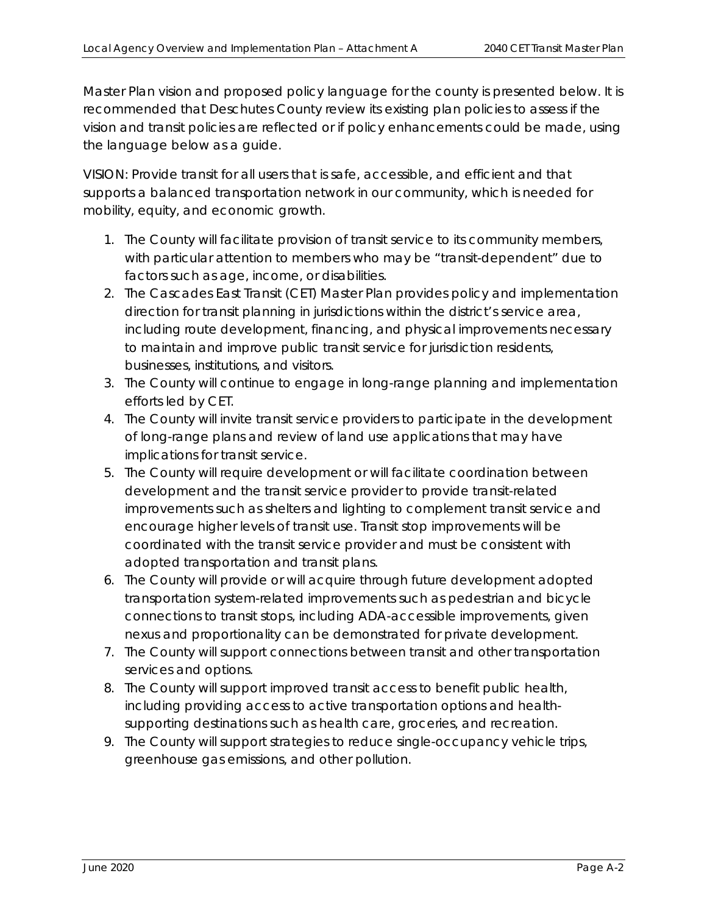Master Plan vision and proposed policy language for the county is presented below. It is recommended that Deschutes County review its existing plan policies to assess if the vision and transit policies are reflected or if policy enhancements could be made, using the language below as a guide.

VISION: Provide transit for all users that is safe, accessible, and efficient and that supports a balanced transportation network in our community, which is needed for mobility, equity, and economic growth.

1. The County will facilitate provision of transit service to its community members, with particular attention to members who may be "transit-dependent" due to factors such as age, income, or disabilities.
2. The Cascades East Transit (CET) Master Plan provides policy and implementation direction for transit planning in jurisdictions within the district's service area, including route development, financing, and physical improvements necessary to maintain and improve public transit service for jurisdiction residents, businesses, institutions, and visitors.
3. The County will continue to engage in long-range planning and implementation efforts led by CET.
4. The County will invite transit service providers to participate in the development of long-range plans and review of land use applications that may have implications for transit service.
5. The County will require development or will facilitate coordination between development and the transit service provider to provide transit-related improvements such as shelters and lighting to complement transit service and encourage higher levels of transit use. Transit stop improvements will be coordinated with the transit service provider and must be consistent with adopted transportation and transit plans.
6. The County will provide or will acquire through future development adopted transportation system-related improvements such as pedestrian and bicycle connections to transit stops, including ADA-accessible improvements, given nexus and proportionality can be demonstrated for private development.
7. The County will support connections between transit and other transportation services and options.
8. The County will support improved transit access to benefit public health, including providing access to active transportation options and health-supporting destinations such as health care, groceries, and recreation.
9. The County will support strategies to reduce single-occupancy vehicle trips, greenhouse gas emissions, and other pollution.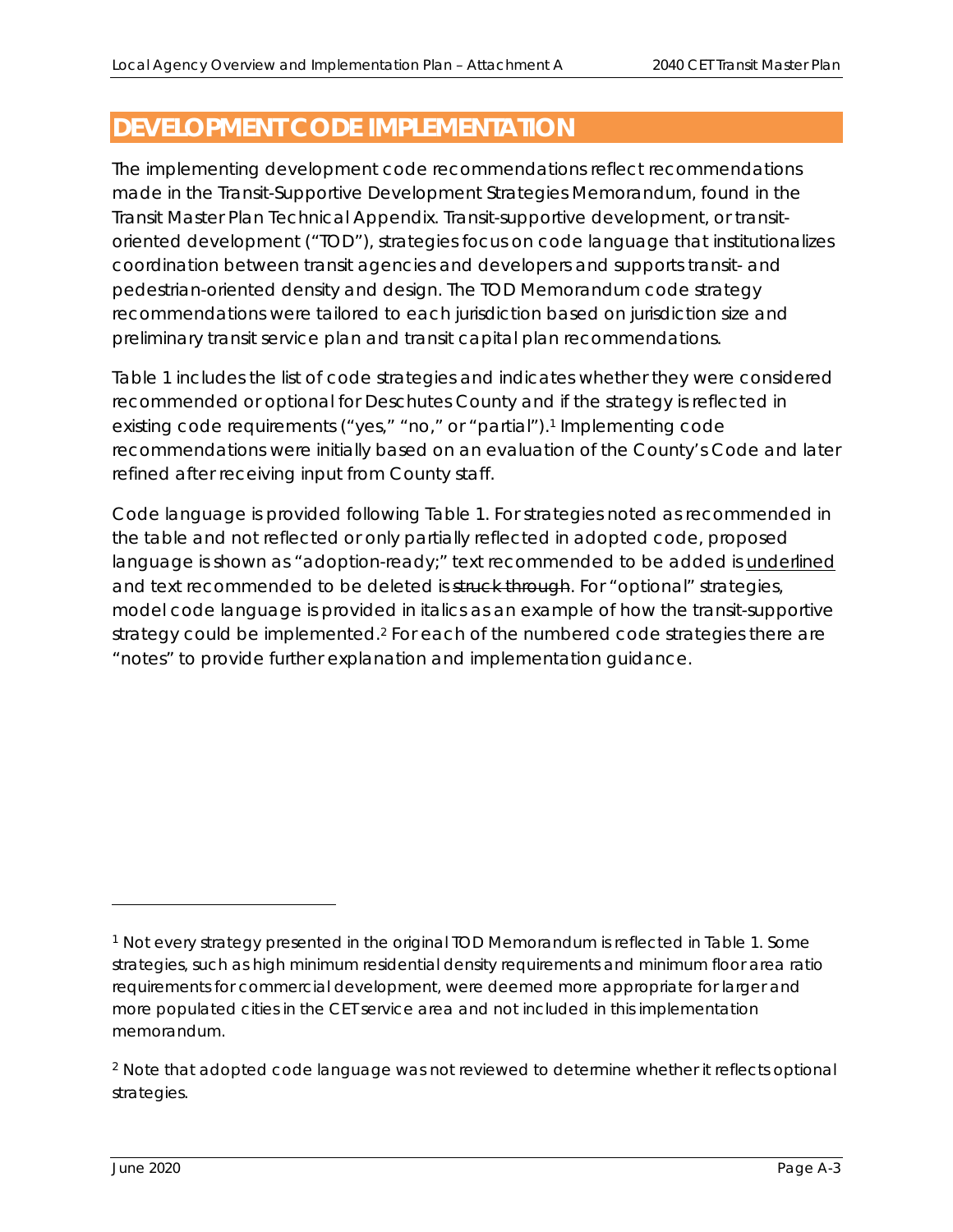## DEVELOPMENT CODE IMPLEMENTATION

The implementing development code recommendations reflect recommendations made in the Transit-Supportive Development Strategies Memorandum, found in the Transit Master Plan Technical Appendix. Transit-supportive development, or transit-oriented development ("TOD"), strategies focus on code language that institutionalizes coordination between transit agencies and developers and supports transit- and pedestrian-oriented density and design. The TOD Memorandum code strategy recommendations were tailored to each jurisdiction based on jurisdiction size and preliminary transit service plan and transit capital plan recommendations.

Table 1 includes the list of code strategies and indicates whether they were considered recommended or optional for Deschutes County and if the strategy is reflected in existing code requirements ("yes," "no," or "partial").[1] Implementing code recommendations were initially based on an evaluation of the County's Code and later refined after receiving input from County staff.

Code language is provided following Table 1. For strategies noted as recommended in the table and not reflected or only partially reflected in adopted code, proposed language is shown as "adoption-ready;" text recommended to be added is <u>underlined</u> and text recommended to be deleted is ~~struck through~~. For "optional" strategies, model code language is provided in italics as an example of how the transit-supportive strategy could be implemented.[2] For each of the numbered code strategies there are "notes" to provide further explanation and implementation guidance.

---

[1] Not every strategy presented in the original TOD Memorandum is reflected in Table 1. Some strategies, such as high minimum residential density requirements and minimum floor area ratio requirements for commercial development, were deemed more appropriate for larger and more populated cities in the CET service area and not included in this implementation memorandum.

[2] Note that adopted code language was not reviewed to determine whether it reflects optional strategies.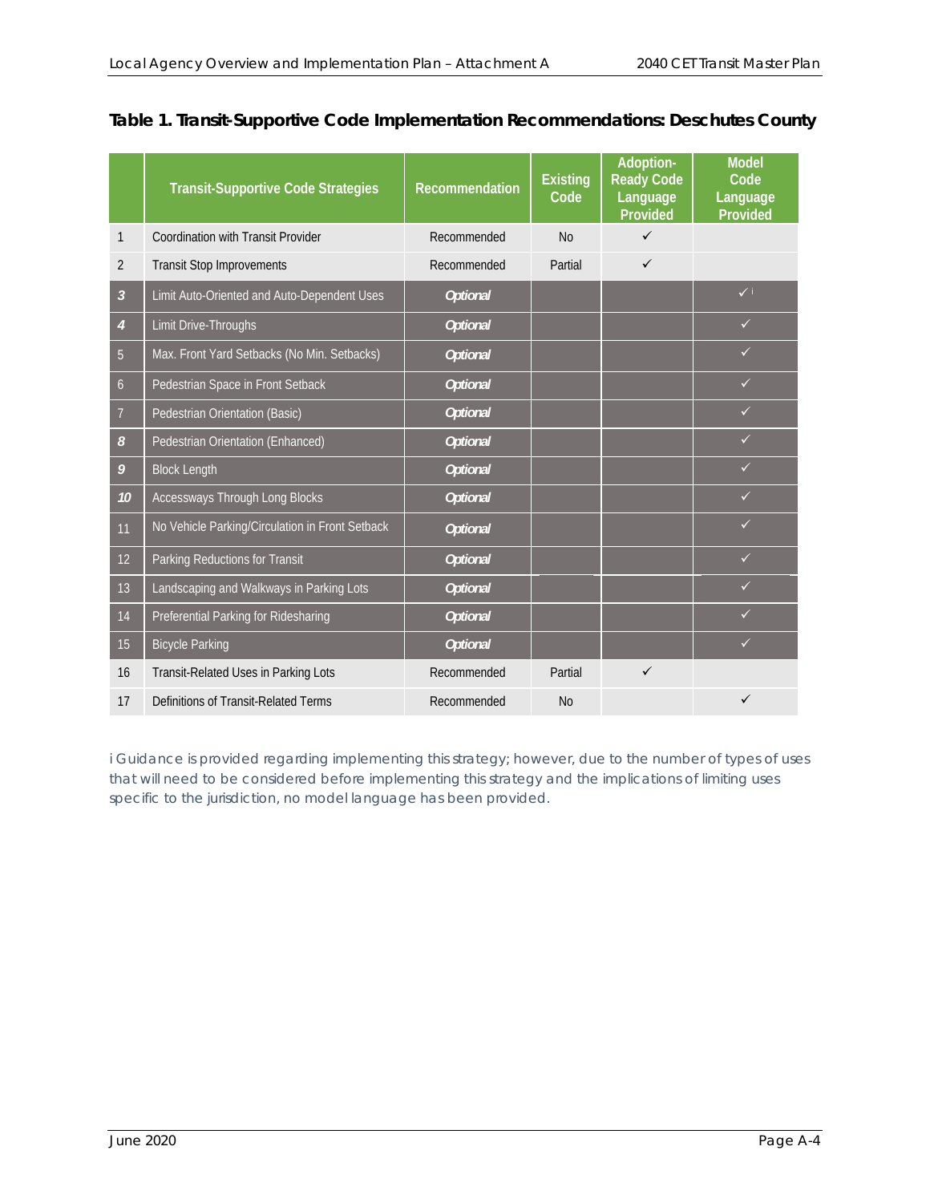**Table 1. Transit-Supportive Code Implementation Recommendations: Deschutes County**

| | Transit-Supportive Code Strategies | Recommendation | Existing Code | Adoption-Ready Code Language Provided | Model Code Language Provided |
|---|---|---|---|---|---|
| 1 | Coordination with Transit Provider | Recommended | No | ✓ | |
| 2 | Transit Stop Improvements | Recommended | Partial | ✓ | |
| 3 | Limit Auto-Oriented and Auto-Dependent Uses | *Optional* | | | ✓ i |
| 4 | Limit Drive-Throughs | *Optional* | | | ✓ |
| 5 | Max. Front Yard Setbacks (No Min. Setbacks) | *Optional* | | | ✓ |
| 6 | Pedestrian Space in Front Setback | *Optional* | | | ✓ |
| 7 | Pedestrian Orientation (Basic) | *Optional* | | | ✓ |
| 8 | Pedestrian Orientation (Enhanced) | *Optional* | | | ✓ |
| 9 | Block Length | *Optional* | | | ✓ |
| 10 | Accessways Through Long Blocks | *Optional* | | | ✓ |
| 11 | No Vehicle Parking/Circulation in Front Setback | *Optional* | | | ✓ |
| 12 | Parking Reductions for Transit | *Optional* | | | ✓ |
| 13 | Landscaping and Walkways in Parking Lots | *Optional* | | | ✓ |
| 14 | Preferential Parking for Ridesharing | *Optional* | | | ✓ |
| 15 | Bicycle Parking | *Optional* | | | ✓ |
| 16 | Transit-Related Uses in Parking Lots | Recommended | Partial | ✓ | |
| 17 | Definitions of Transit-Related Terms | Recommended | No | | ✓ |

i Guidance is provided regarding implementing this strategy; however, due to the number of types of uses that will need to be considered before implementing this strategy and the implications of limiting uses specific to the jurisdiction, no model language has been provided.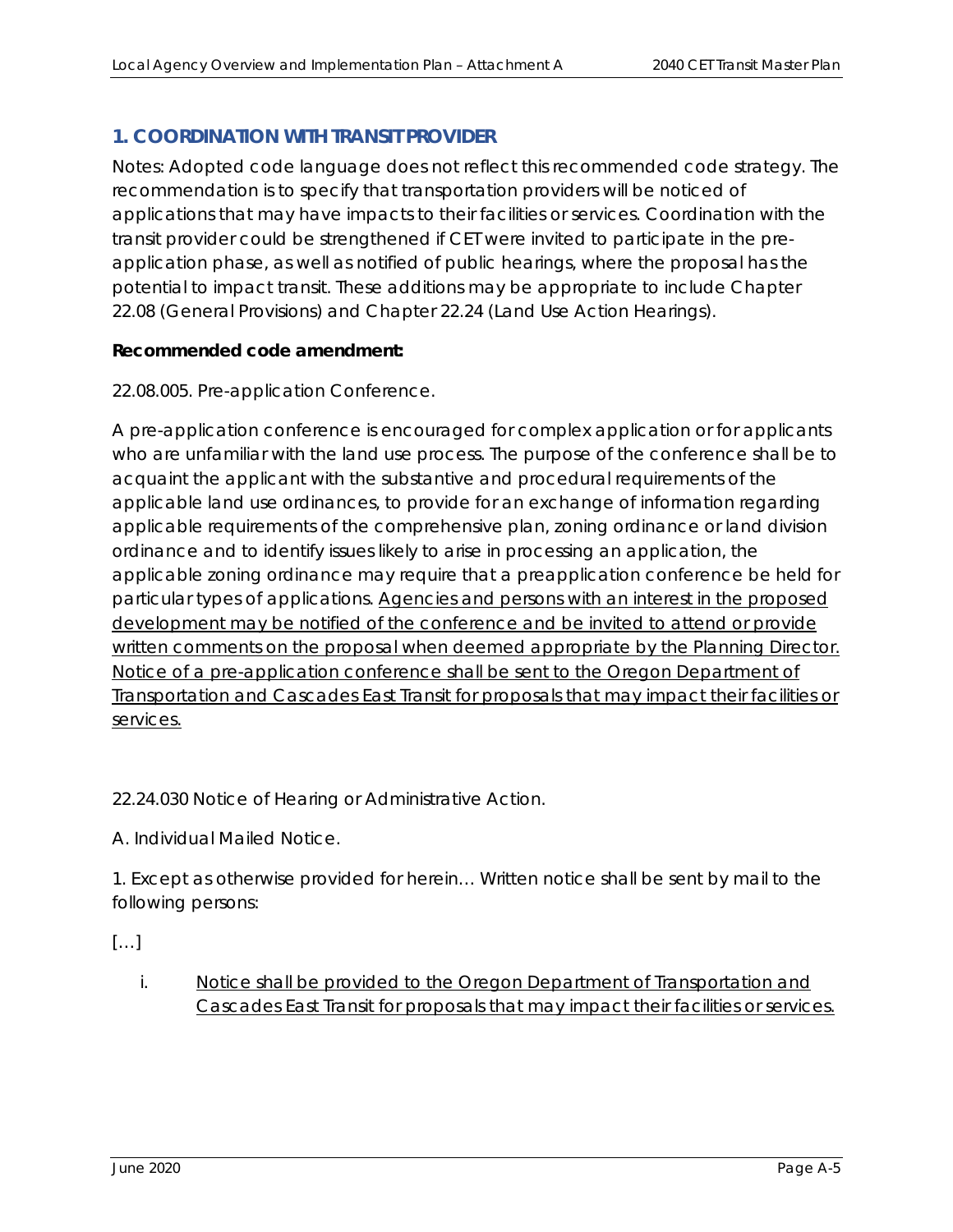## 1. COORDINATION WITH TRANSIT PROVIDER

Notes: Adopted code language does not reflect this recommended code strategy. The recommendation is to specify that transportation providers will be noticed of applications that may have impacts to their facilities or services. Coordination with the transit provider could be strengthened if CET were invited to participate in the pre-application phase, as well as notified of public hearings, where the proposal has the potential to impact transit. These additions may be appropriate to include Chapter 22.08 (General Provisions) and Chapter 22.24 (Land Use Action Hearings).

**Recommended code amendment:**

22.08.005. Pre-application Conference.

A pre-application conference is encouraged for complex application or for applicants who are unfamiliar with the land use process. The purpose of the conference shall be to acquaint the applicant with the substantive and procedural requirements of the applicable land use ordinances, to provide for an exchange of information regarding applicable requirements of the comprehensive plan, zoning ordinance or land division ordinance and to identify issues likely to arise in processing an application, the applicable zoning ordinance may require that a preapplication conference be held for particular types of applications. <u>Agencies and persons with an interest in the proposed development may be notified of the conference and be invited to attend or provide written comments on the proposal when deemed appropriate by the Planning Director. Notice of a pre-application conference shall be sent to the Oregon Department of Transportation and Cascades East Transit for proposals that may impact their facilities or services.</u>

22.24.030 Notice of Hearing or Administrative Action.

A. Individual Mailed Notice.

1. Except as otherwise provided for herein… Written notice shall be sent by mail to the following persons:

[…]

i. <u>Notice shall be provided to the Oregon Department of Transportation and Cascades East Transit for proposals that may impact their facilities or services.</u>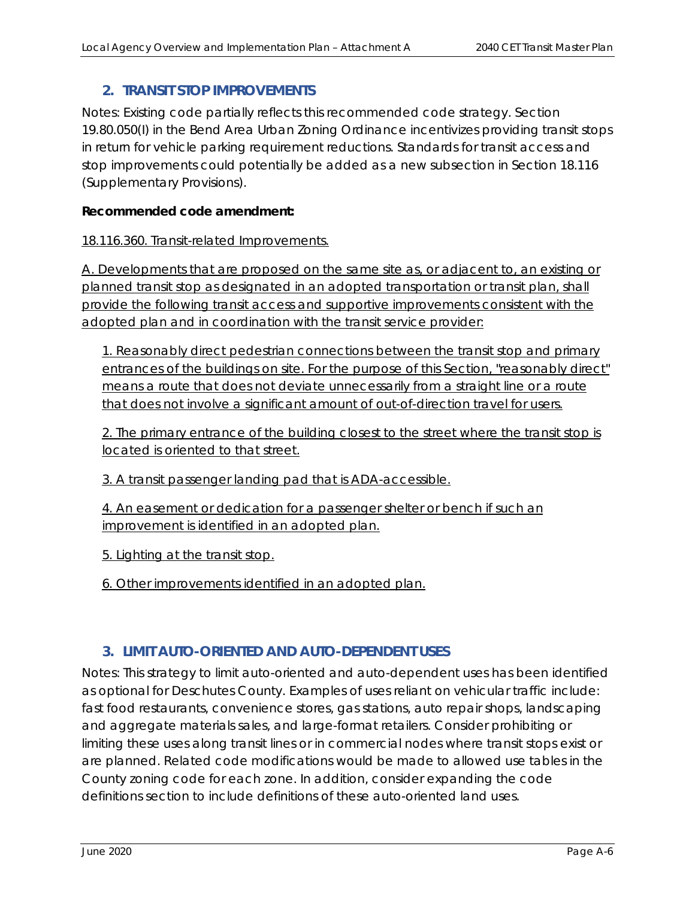## 2. TRANSIT STOP IMPROVEMENTS

Notes: Existing code partially reflects this recommended code strategy. Section 19.80.050(I) in the Bend Area Urban Zoning Ordinance incentivizes providing transit stops in return for vehicle parking requirement reductions. Standards for transit access and stop improvements could potentially be added as a new subsection in Section 18.116 (Supplementary Provisions).

**Recommended code amendment:**

<u>18.116.360. Transit-related Improvements.</u>

<u>A. Developments that are proposed on the same site as, or adjacent to, an existing or planned transit stop as designated in an adopted transportation or transit plan, shall provide the following transit access and supportive improvements consistent with the adopted plan and in coordination with the transit service provider:</u>

<u>1. Reasonably direct pedestrian connections between the transit stop and primary entrances of the buildings on site. For the purpose of this Section, "reasonably direct" means a route that does not deviate unnecessarily from a straight line or a route that does not involve a significant amount of out-of-direction travel for users.</u>

<u>2. The primary entrance of the building closest to the street where the transit stop is located is oriented to that street.</u>

<u>3. A transit passenger landing pad that is ADA-accessible.</u>

<u>4. An easement or dedication for a passenger shelter or bench if such an improvement is identified in an adopted plan.</u>

<u>5. Lighting at the transit stop.</u>

<u>6. Other improvements identified in an adopted plan.</u>

## 3. LIMIT AUTO-ORIENTED AND AUTO-DEPENDENT USES

Notes: This strategy to limit auto-oriented and auto-dependent uses has been identified as optional for Deschutes County. Examples of uses reliant on vehicular traffic include: fast food restaurants, convenience stores, gas stations, auto repair shops, landscaping and aggregate materials sales, and large-format retailers. Consider prohibiting or limiting these uses along transit lines or in commercial nodes where transit stops exist or are planned. Related code modifications would be made to allowed use tables in the County zoning code for each zone. In addition, consider expanding the code definitions section to include definitions of these auto-oriented land uses.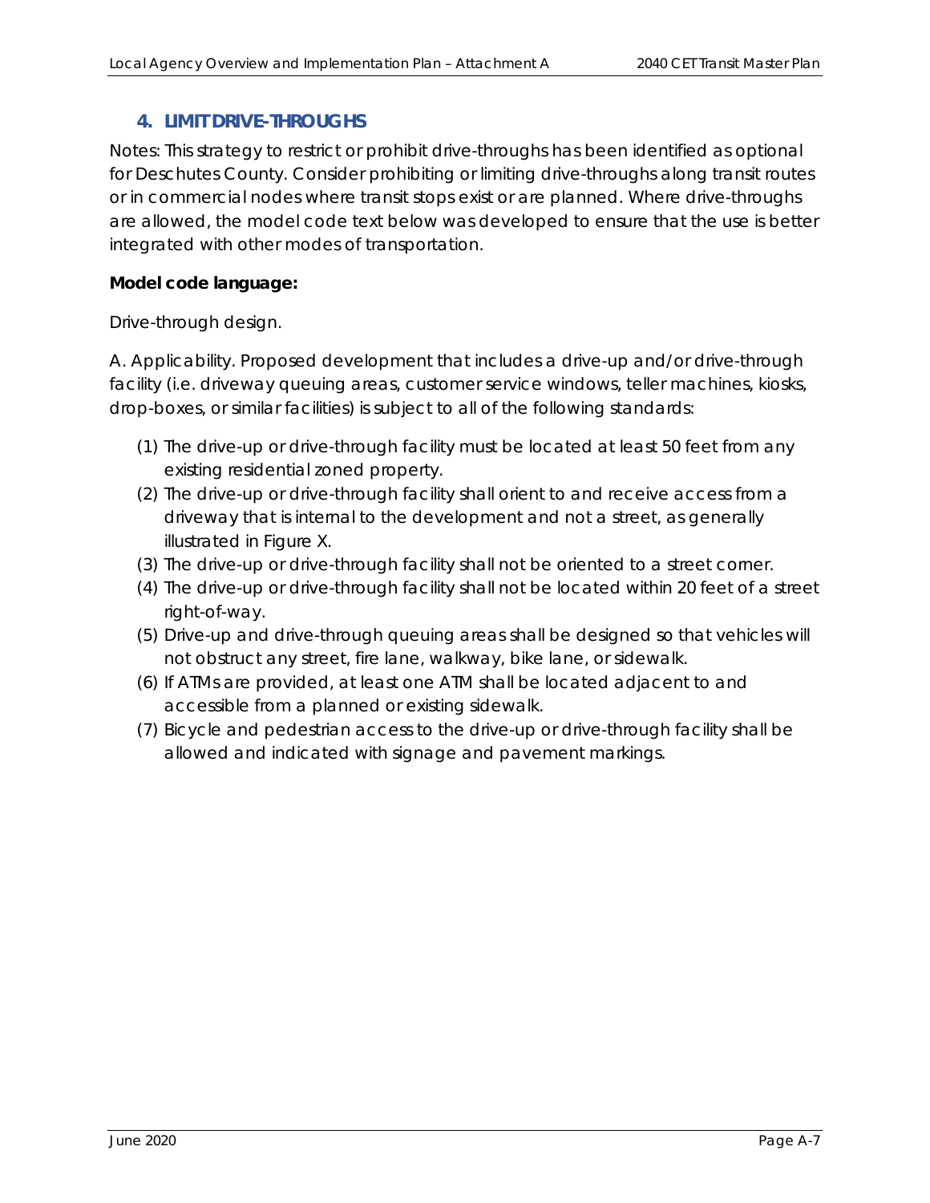## 4. LIMIT DRIVE-THROUGHS

Notes: This strategy to restrict or prohibit drive-throughs has been identified as optional for Deschutes County. Consider prohibiting or limiting drive-throughs along transit routes or in commercial nodes where transit stops exist or are planned. Where drive-throughs are allowed, the model code text below was developed to ensure that the use is better integrated with other modes of transportation.

**Model code language:**

Drive-through design.

A. Applicability. Proposed development that includes a drive-up and/or drive-through facility (i.e. driveway queuing areas, customer service windows, teller machines, kiosks, drop-boxes, or similar facilities) is subject to all of the following standards:

(1) The drive-up or drive-through facility must be located at least 50 feet from any existing residential zoned property.
(2) The drive-up or drive-through facility shall orient to and receive access from a driveway that is internal to the development and not a street, as generally illustrated in Figure X.
(3) The drive-up or drive-through facility shall not be oriented to a street corner.
(4) The drive-up or drive-through facility shall not be located within 20 feet of a street right-of-way.
(5) Drive-up and drive-through queuing areas shall be designed so that vehicles will not obstruct any street, fire lane, walkway, bike lane, or sidewalk.
(6) If ATMs are provided, at least one ATM shall be located adjacent to and accessible from a planned or existing sidewalk.
(7) Bicycle and pedestrian access to the drive-up or drive-through facility shall be allowed and indicated with signage and pavement markings.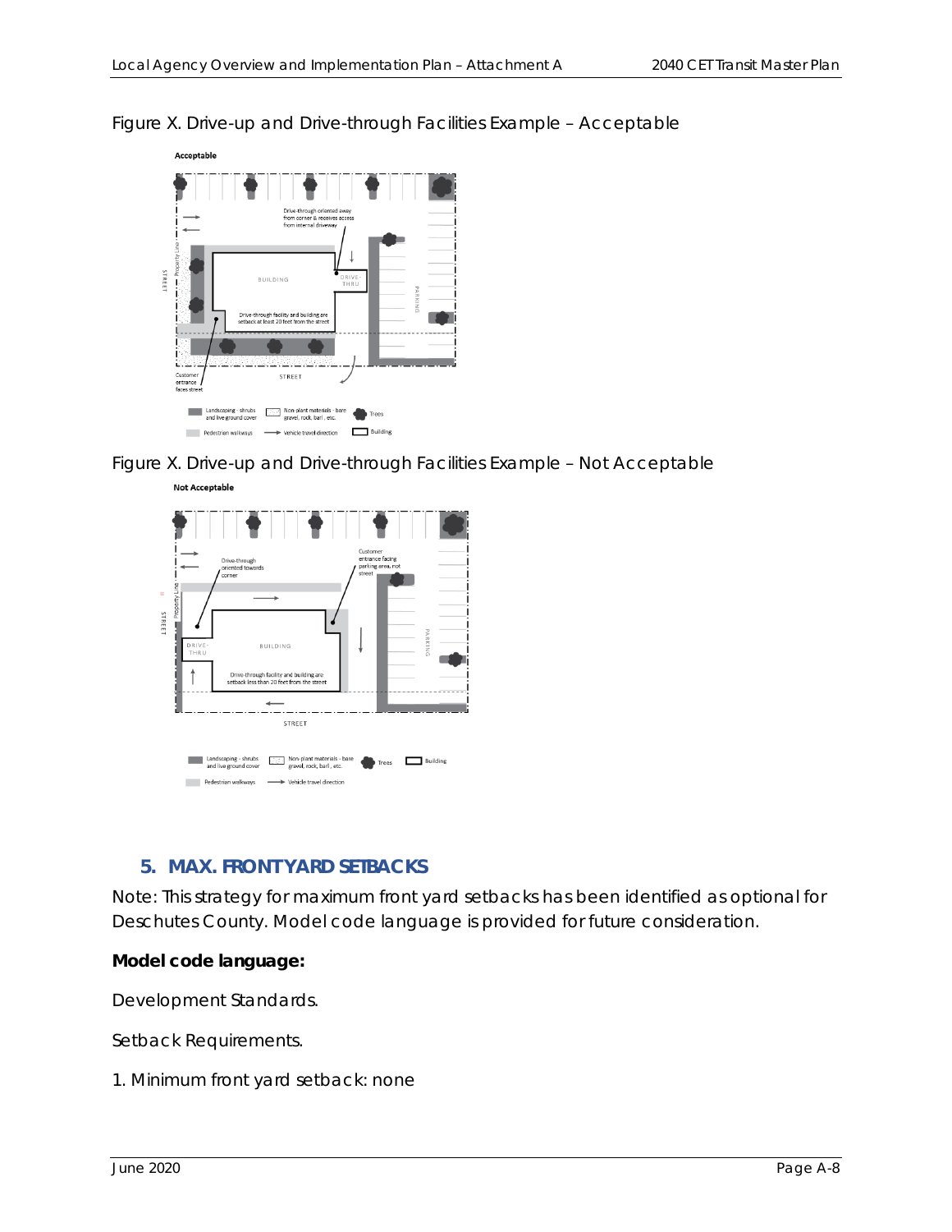Figure X. Drive-up and Drive-through Facilities Example – Acceptable

Figure X. Drive-up and Drive-through Facilities Example – Not Acceptable

### 5. MAX. FRONT YARD SETBACKS

Note: This strategy for maximum front yard setbacks has been identified as optional for Deschutes County. Model code language is provided for future consideration.

**Model code language:**

Development Standards.

Setback Requirements.

1. Minimum front yard setback: none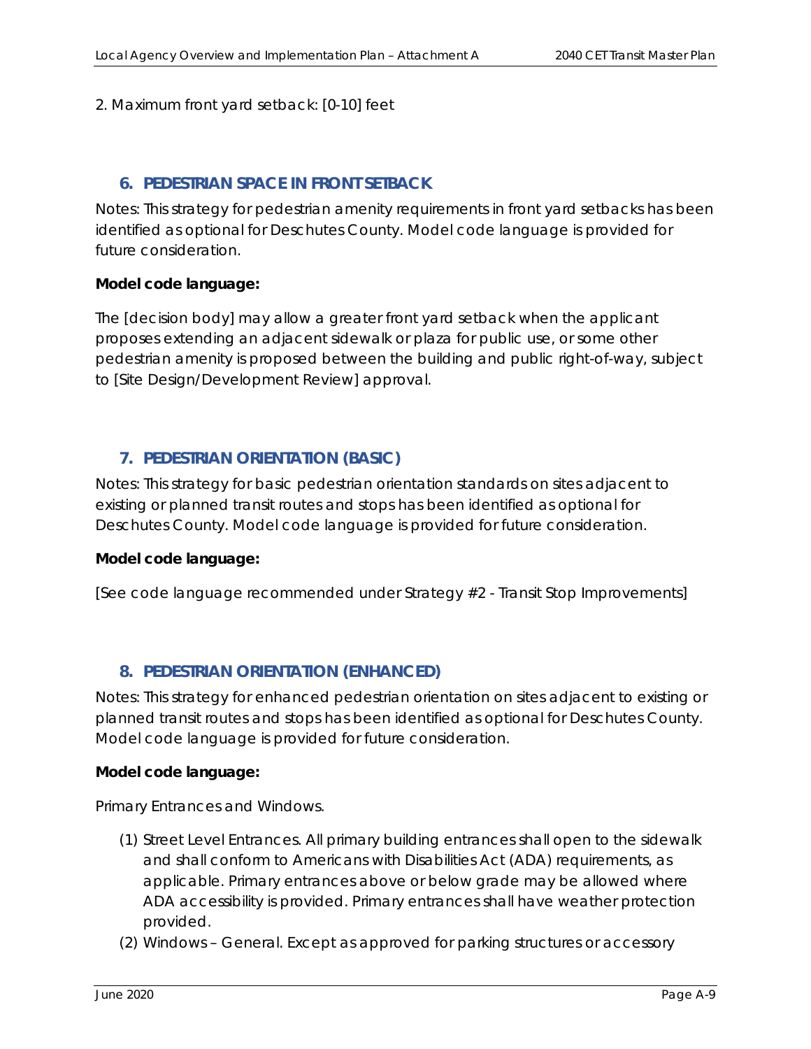2. Maximum front yard setback: [0-10] feet

## 6. PEDESTRIAN SPACE IN FRONT SETBACK

Notes: This strategy for pedestrian amenity requirements in front yard setbacks has been identified as optional for Deschutes County. Model code language is provided for future consideration.

**Model code language:**

The [decision body] may allow a greater front yard setback when the applicant proposes extending an adjacent sidewalk or plaza for public use, or some other pedestrian amenity is proposed between the building and public right-of-way, subject to [Site Design/Development Review] approval.

## 7. PEDESTRIAN ORIENTATION (BASIC)

Notes: This strategy for basic pedestrian orientation standards on sites adjacent to existing or planned transit routes and stops has been identified as optional for Deschutes County. Model code language is provided for future consideration.

**Model code language:**

[See code language recommended under Strategy #2 - Transit Stop Improvements]

## 8. PEDESTRIAN ORIENTATION (ENHANCED)

Notes: This strategy for enhanced pedestrian orientation on sites adjacent to existing or planned transit routes and stops has been identified as optional for Deschutes County. Model code language is provided for future consideration.

**Model code language:**

Primary Entrances and Windows.

(1) Street Level Entrances. All primary building entrances shall open to the sidewalk and shall conform to Americans with Disabilities Act (ADA) requirements, as applicable. Primary entrances above or below grade may be allowed where ADA accessibility is provided. Primary entrances shall have weather protection provided.

(2) Windows – General. Except as approved for parking structures or accessory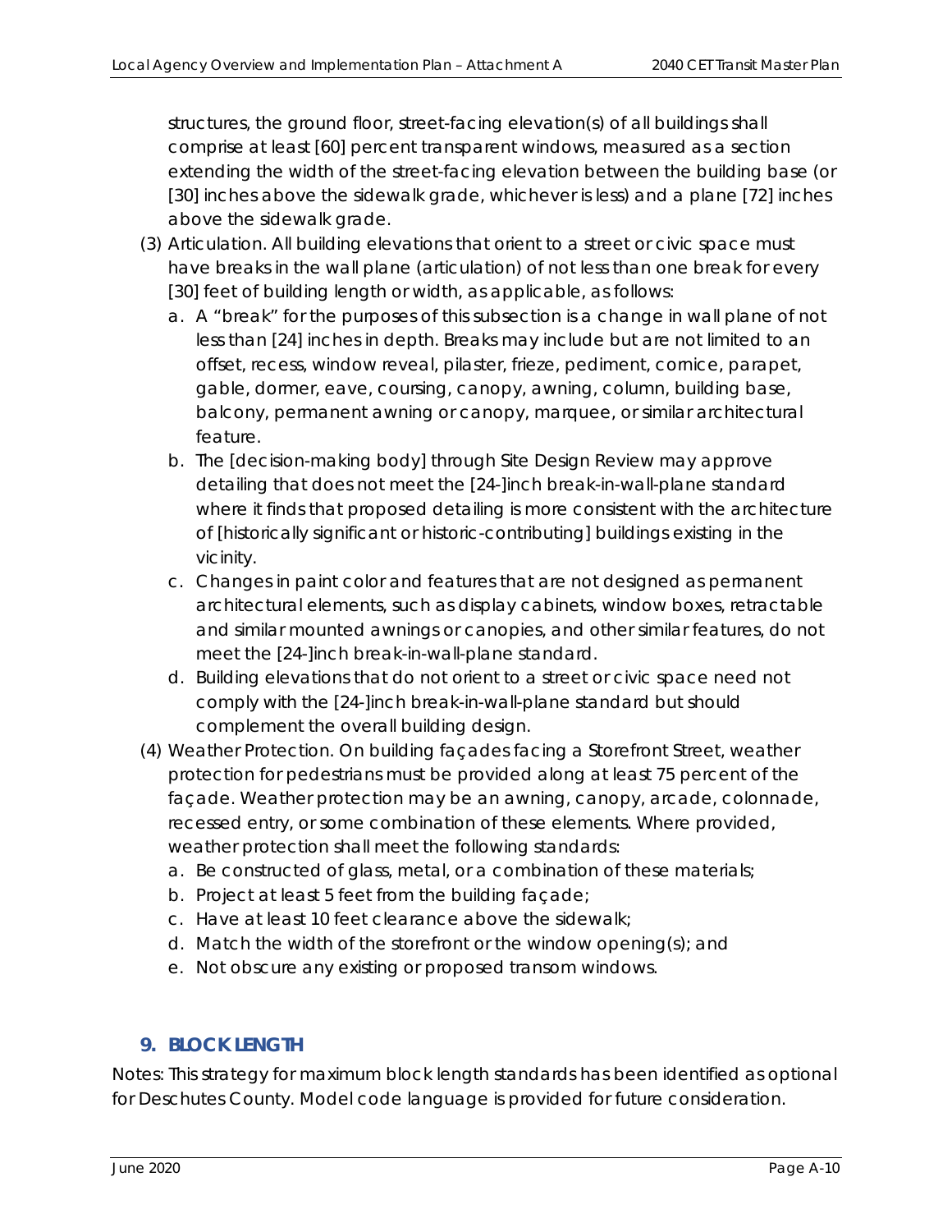structures, the ground floor, street-facing elevation(s) of all buildings shall comprise at least [60] percent transparent windows, measured as a section extending the width of the street-facing elevation between the building base (or [30] inches above the sidewalk grade, whichever is less) and a plane [72] inches above the sidewalk grade.

(3) Articulation. All building elevations that orient to a street or civic space must have breaks in the wall plane (articulation) of not less than one break for every [30] feet of building length or width, as applicable, as follows:

   a. A "break" for the purposes of this subsection is a change in wall plane of not less than [24] inches in depth. Breaks may include but are not limited to an offset, recess, window reveal, pilaster, frieze, pediment, cornice, parapet, gable, dormer, eave, coursing, canopy, awning, column, building base, balcony, permanent awning or canopy, marquee, or similar architectural feature.

   b. The [decision-making body] through Site Design Review may approve detailing that does not meet the [24-]inch break-in-wall-plane standard where it finds that proposed detailing is more consistent with the architecture of [historically significant or historic-contributing] buildings existing in the vicinity.

   c. Changes in paint color and features that are not designed as permanent architectural elements, such as display cabinets, window boxes, retractable and similar mounted awnings or canopies, and other similar features, do not meet the [24-]inch break-in-wall-plane standard.

   d. Building elevations that do not orient to a street or civic space need not comply with the [24-]inch break-in-wall-plane standard but should complement the overall building design.

(4) Weather Protection. On building façades facing a Storefront Street, weather protection for pedestrians must be provided along at least 75 percent of the façade. Weather protection may be an awning, canopy, arcade, colonnade, recessed entry, or some combination of these elements. Where provided, weather protection shall meet the following standards:

   a. Be constructed of glass, metal, or a combination of these materials;

   b. Project at least 5 feet from the building façade;

   c. Have at least 10 feet clearance above the sidewalk;

   d. Match the width of the storefront or the window opening(s); and

   e. Not obscure any existing or proposed transom windows.

## 9. BLOCK LENGTH

Notes: This strategy for maximum block length standards has been identified as optional for Deschutes County. Model code language is provided for future consideration.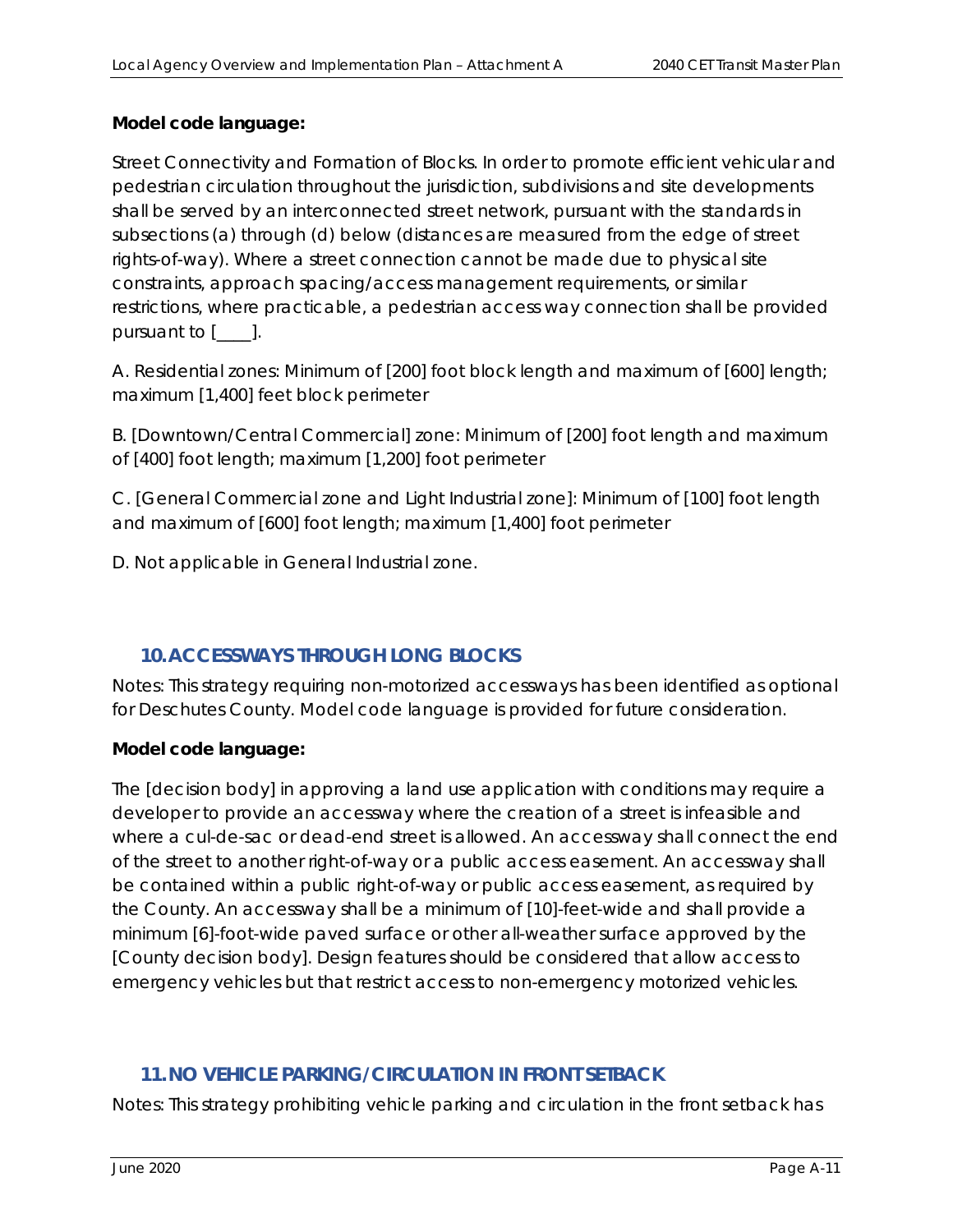**Model code language:**

Street Connectivity and Formation of Blocks. In order to promote efficient vehicular and pedestrian circulation throughout the jurisdiction, subdivisions and site developments shall be served by an interconnected street network, pursuant with the standards in subsections (a) through (d) below (distances are measured from the edge of street rights-of-way). Where a street connection cannot be made due to physical site constraints, approach spacing/access management requirements, or similar restrictions, where practicable, a pedestrian access way connection shall be provided pursuant to [____].

A. Residential zones: Minimum of [200] foot block length and maximum of [600] length; maximum [1,400] feet block perimeter

B. [Downtown/Central Commercial] zone: Minimum of [200] foot length and maximum of [400] foot length; maximum [1,200] foot perimeter

C. [General Commercial zone and Light Industrial zone]: Minimum of [100] foot length and maximum of [600] foot length; maximum [1,400] foot perimeter

D. Not applicable in General Industrial zone.

## 10. ACCESSWAYS THROUGH LONG BLOCKS

Notes: This strategy requiring non-motorized accessways has been identified as optional for Deschutes County. Model code language is provided for future consideration.

**Model code language:**

The [decision body] in approving a land use application with conditions may require a developer to provide an accessway where the creation of a street is infeasible and where a cul-de-sac or dead-end street is allowed. An accessway shall connect the end of the street to another right-of-way or a public access easement. An accessway shall be contained within a public right-of-way or public access easement, as required by the County. An accessway shall be a minimum of [10]-feet-wide and shall provide a minimum [6]-foot-wide paved surface or other all-weather surface approved by the [County decision body]. Design features should be considered that allow access to emergency vehicles but that restrict access to non-emergency motorized vehicles.

## 11. NO VEHICLE PARKING/CIRCULATION IN FRONT SETBACK

Notes: This strategy prohibiting vehicle parking and circulation in the front setback has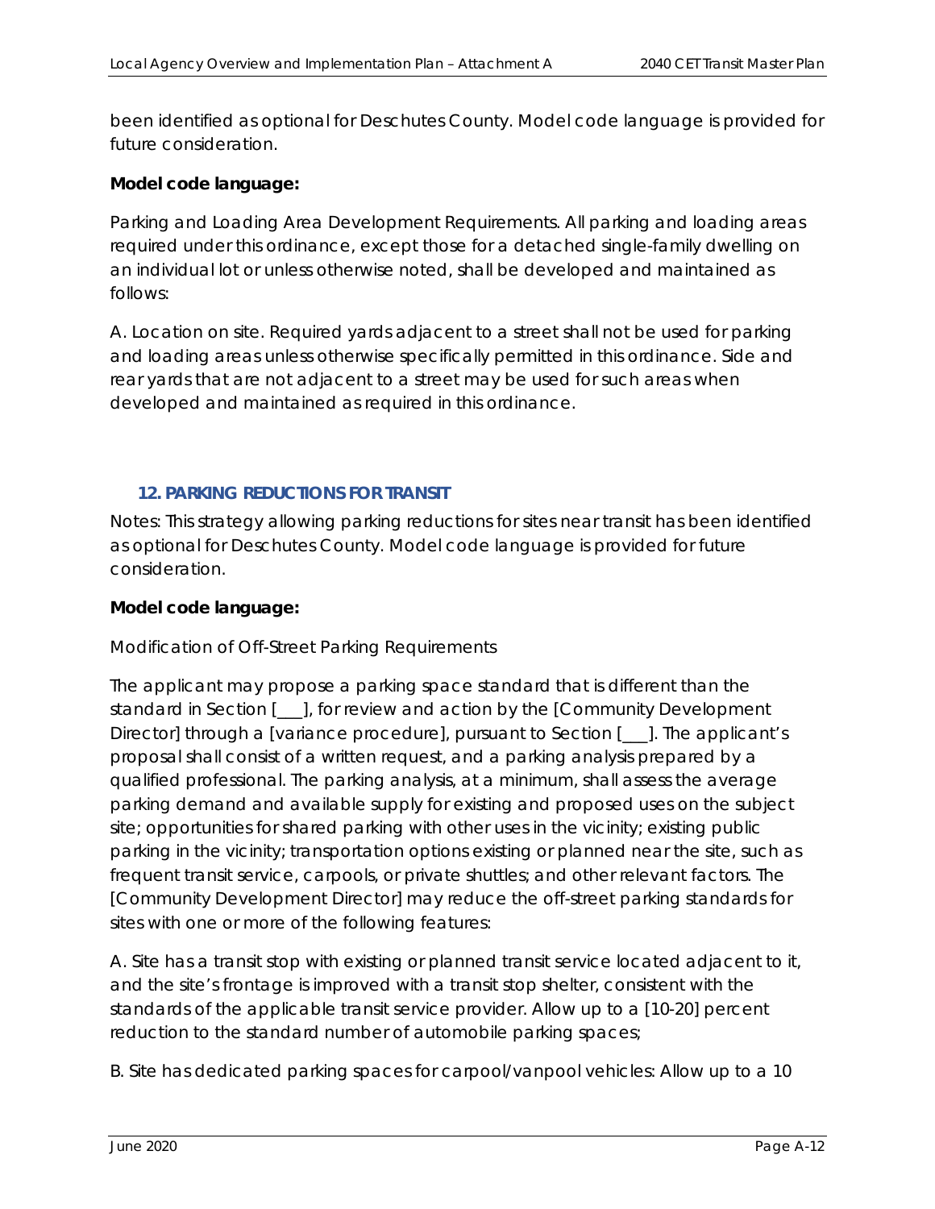been identified as optional for Deschutes County. Model code language is provided for future consideration.

**Model code language:**

Parking and Loading Area Development Requirements. All parking and loading areas required under this ordinance, except those for a detached single-family dwelling on an individual lot or unless otherwise noted, shall be developed and maintained as follows:

A. Location on site. Required yards adjacent to a street shall not be used for parking and loading areas unless otherwise specifically permitted in this ordinance. Side and rear yards that are not adjacent to a street may be used for such areas when developed and maintained as required in this ordinance.

### 12. PARKING REDUCTIONS FOR TRANSIT

*Notes: This strategy allowing parking reductions for sites near transit has been identified as optional for Deschutes County. Model code language is provided for future consideration.*

**Model code language:**

Modification of Off-Street Parking Requirements

The applicant may propose a parking space standard that is different than the standard in Section [___], for review and action by the [Community Development Director] through a [variance procedure], pursuant to Section [___]. The applicant's proposal shall consist of a written request, and a parking analysis prepared by a qualified professional. The parking analysis, at a minimum, shall assess the average parking demand and available supply for existing and proposed uses on the subject site; opportunities for shared parking with other uses in the vicinity; existing public parking in the vicinity; transportation options existing or planned near the site, such as frequent transit service, carpools, or private shuttles; and other relevant factors. The [Community Development Director] may reduce the off-street parking standards for sites with one or more of the following features:

A. Site has a transit stop with existing or planned transit service located adjacent to it, and the site's frontage is improved with a transit stop shelter, consistent with the standards of the applicable transit service provider. Allow up to a [10-20] percent reduction to the standard number of automobile parking spaces;

B. Site has dedicated parking spaces for carpool/vanpool vehicles: Allow up to a 10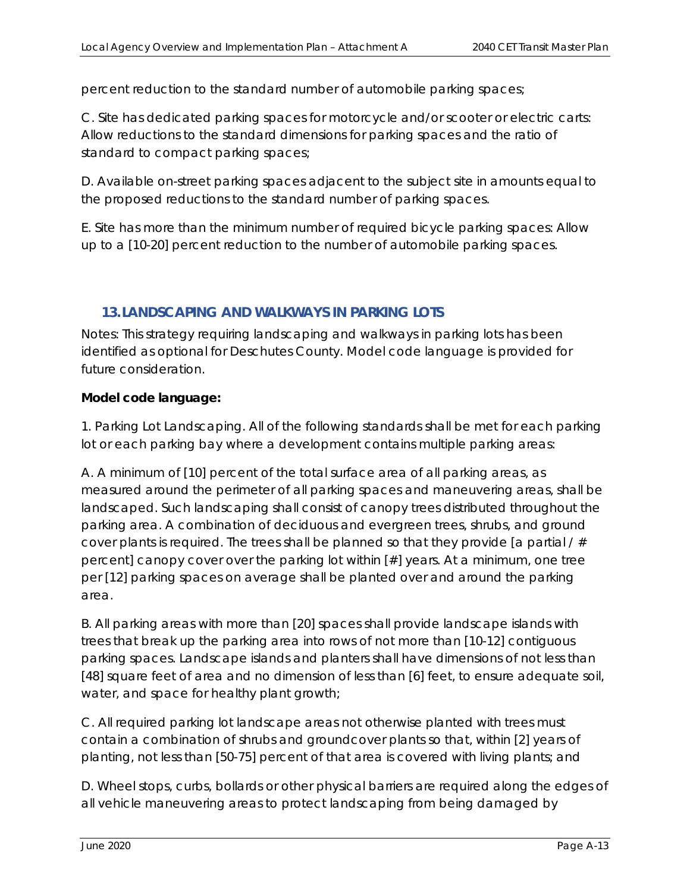percent reduction to the standard number of automobile parking spaces;

C. Site has dedicated parking spaces for motorcycle and/or scooter or electric carts: Allow reductions to the standard dimensions for parking spaces and the ratio of standard to compact parking spaces;

D. Available on-street parking spaces adjacent to the subject site in amounts equal to the proposed reductions to the standard number of parking spaces.

E. Site has more than the minimum number of required bicycle parking spaces: Allow up to a [10-20] percent reduction to the number of automobile parking spaces.

## 13. LANDSCAPING AND WALKWAYS IN PARKING LOTS

*Notes: This strategy requiring landscaping and walkways in parking lots has been identified as optional for Deschutes County. Model code language is provided for future consideration.*

**Model code language:**

1. Parking Lot Landscaping. All of the following standards shall be met for each parking lot or each parking bay where a development contains multiple parking areas:

A. A minimum of [10] percent of the total surface area of all parking areas, as measured around the perimeter of all parking spaces and maneuvering areas, shall be landscaped. Such landscaping shall consist of canopy trees distributed throughout the parking area. A combination of deciduous and evergreen trees, shrubs, and ground cover plants is required. The trees shall be planned so that they provide [a partial / # percent] canopy cover over the parking lot within [#] years. At a minimum, one tree per [12] parking spaces on average shall be planted over and around the parking area.

B. All parking areas with more than [20] spaces shall provide landscape islands with trees that break up the parking area into rows of not more than [10-12] contiguous parking spaces. Landscape islands and planters shall have dimensions of not less than [48] square feet of area and no dimension of less than [6] feet, to ensure adequate soil, water, and space for healthy plant growth;

C. All required parking lot landscape areas not otherwise planted with trees must contain a combination of shrubs and groundcover plants so that, within [2] years of planting, not less than [50-75] percent of that area is covered with living plants; and

D. Wheel stops, curbs, bollards or other physical barriers are required along the edges of all vehicle maneuvering areas to protect landscaping from being damaged by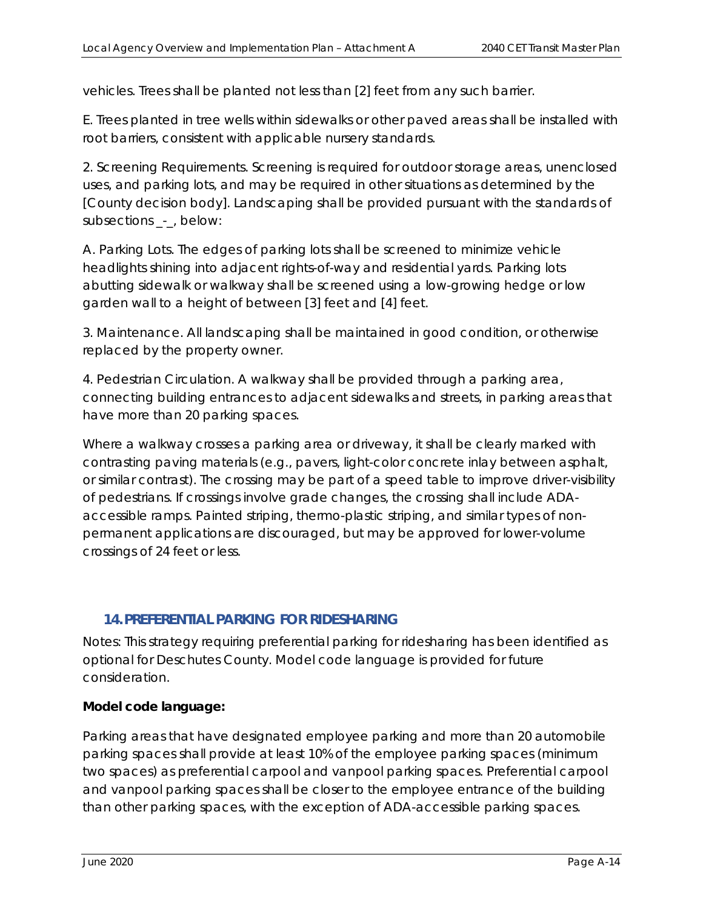vehicles. Trees shall be planted not less than [2] feet from any such barrier.

E. Trees planted in tree wells within sidewalks or other paved areas shall be installed with root barriers, consistent with applicable nursery standards.

2. Screening Requirements. Screening is required for outdoor storage areas, unenclosed uses, and parking lots, and may be required in other situations as determined by the [County decision body]. Landscaping shall be provided pursuant with the standards of subsections _-_, below:

A. Parking Lots. The edges of parking lots shall be screened to minimize vehicle headlights shining into adjacent rights-of-way and residential yards. Parking lots abutting sidewalk or walkway shall be screened using a low-growing hedge or low garden wall to a height of between [3] feet and [4] feet.

3. Maintenance. All landscaping shall be maintained in good condition, or otherwise replaced by the property owner.

4. Pedestrian Circulation. A walkway shall be provided through a parking area, connecting building entrances to adjacent sidewalks and streets, in parking areas that have more than 20 parking spaces.

Where a walkway crosses a parking area or driveway, it shall be clearly marked with contrasting paving materials (e.g., pavers, light-color concrete inlay between asphalt, or similar contrast). The crossing may be part of a speed table to improve driver-visibility of pedestrians. If crossings involve grade changes, the crossing shall include ADA-accessible ramps. Painted striping, thermo-plastic striping, and similar types of non-permanent applications are discouraged, but may be approved for lower-volume crossings of 24 feet or less.

## 14. PREFERENTIAL PARKING FOR RIDESHARING

Notes: This strategy requiring preferential parking for ridesharing has been identified as optional for Deschutes County. Model code language is provided for future consideration.

**Model code language:**

Parking areas that have designated employee parking and more than 20 automobile parking spaces shall provide at least 10% of the employee parking spaces (minimum two spaces) as preferential carpool and vanpool parking spaces. Preferential carpool and vanpool parking spaces shall be closer to the employee entrance of the building than other parking spaces, with the exception of ADA-accessible parking spaces.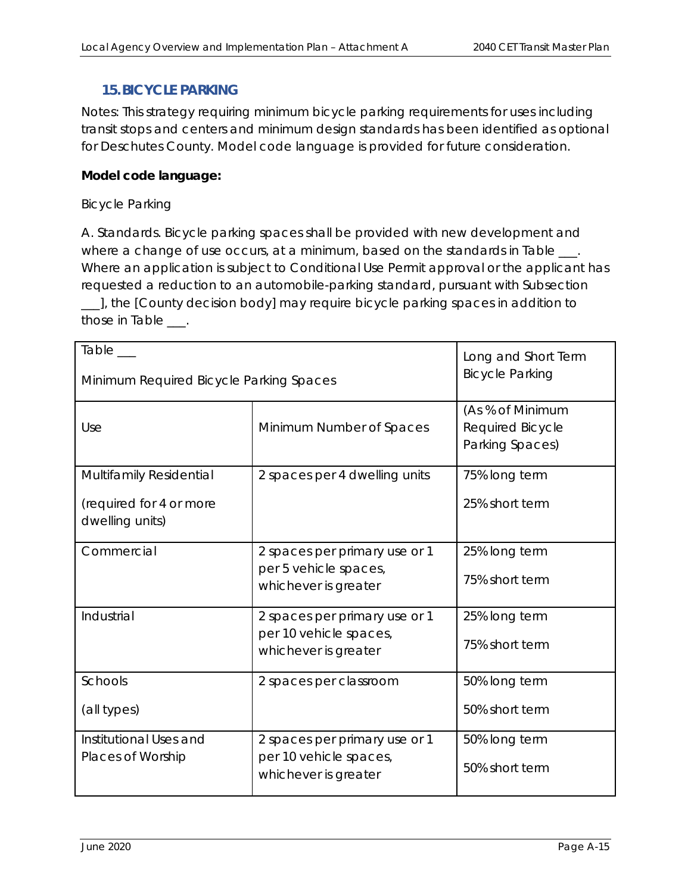## 15. BICYCLE PARKING

Notes: This strategy requiring minimum bicycle parking requirements for uses including transit stops and centers and minimum design standards has been identified as optional for Deschutes County. Model code language is provided for future consideration.

**Model code language:**

Bicycle Parking

A. Standards. Bicycle parking spaces shall be provided with new development and where a change of use occurs, at a minimum, based on the standards in Table ___. Where an application is subject to Conditional Use Permit approval or the applicant has requested a reduction to an automobile-parking standard, pursuant with Subsection ___], the [County decision body] may require bicycle parking spaces in addition to those in Table ___.

| Table ___ Minimum Required Bicycle Parking Spaces | | Long and Short Term Bicycle Parking |
|---|---|---|
| Use | Minimum Number of Spaces | (As % of Minimum Required Bicycle Parking Spaces) |
| Multifamily Residential (required for 4 or more dwelling units) | 2 spaces per 4 dwelling units | 75% long term<br>25% short term |
| Commercial | 2 spaces per primary use or 1 per 5 vehicle spaces, whichever is greater | 25% long term<br>75% short term |
| Industrial | 2 spaces per primary use or 1 per 10 vehicle spaces, whichever is greater | 25% long term<br>75% short term |
| Schools (all types) | 2 spaces per classroom | 50% long term<br>50% short term |
| Institutional Uses and Places of Worship | 2 spaces per primary use or 1 per 10 vehicle spaces, whichever is greater | 50% long term<br>50% short term |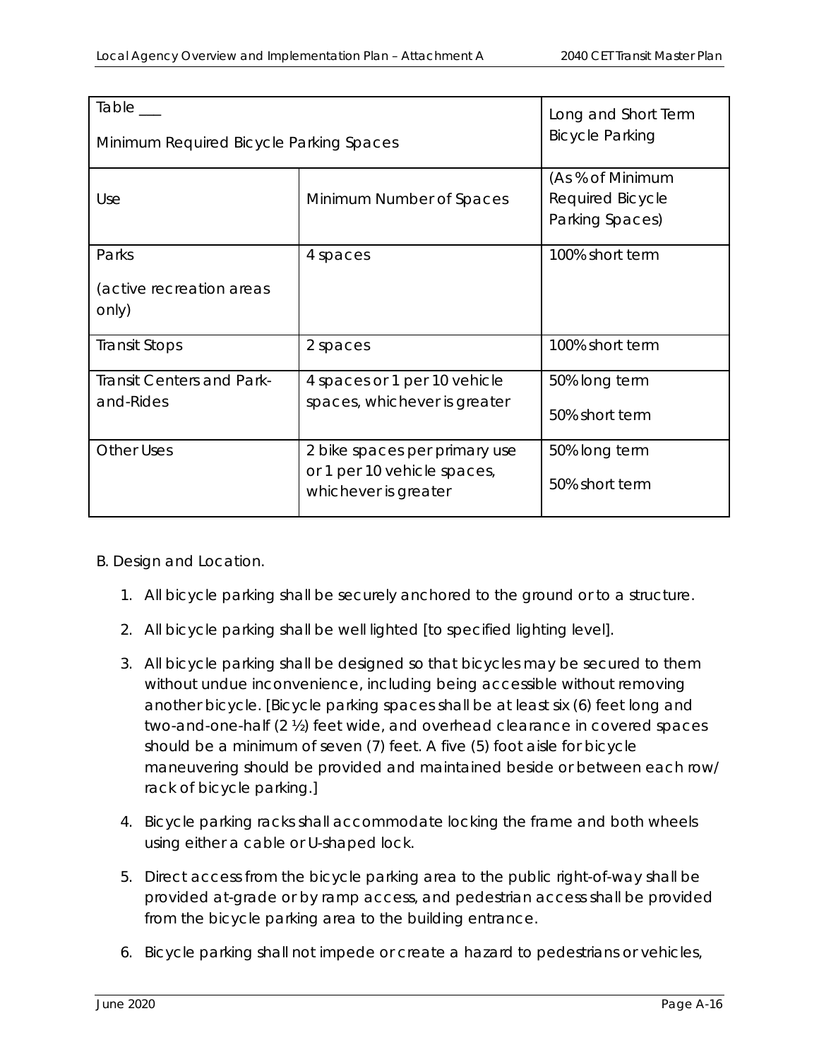| Table ___ Minimum Required Bicycle Parking Spaces | | Long and Short Term Bicycle Parking |
|---|---|---|
| Use | Minimum Number of Spaces | (As % of Minimum Required Bicycle Parking Spaces) |
| Parks (active recreation areas only) | 4 spaces | 100% short term |
| Transit Stops | 2 spaces | 100% short term |
| Transit Centers and Park-and-Rides | 4 spaces or 1 per 10 vehicle spaces, whichever is greater | 50% long term<br>50% short term |
| Other Uses | 2 bike spaces per primary use or 1 per 10 vehicle spaces, whichever is greater | 50% long term<br>50% short term |

B. Design and Location.

1. All bicycle parking shall be securely anchored to the ground or to a structure.
2. All bicycle parking shall be well lighted [to specified lighting level].
3. All bicycle parking shall be designed so that bicycles may be secured to them without undue inconvenience, including being accessible without removing another bicycle. [Bicycle parking spaces shall be at least six (6) feet long and two-and-one-half (2 ½) feet wide, and overhead clearance in covered spaces should be a minimum of seven (7) feet. A five (5) foot aisle for bicycle maneuvering should be provided and maintained beside or between each row/ rack of bicycle parking.]
4. Bicycle parking racks shall accommodate locking the frame and both wheels using either a cable or U-shaped lock.
5. Direct access from the bicycle parking area to the public right-of-way shall be provided at-grade or by ramp access, and pedestrian access shall be provided from the bicycle parking area to the building entrance.
6. Bicycle parking shall not impede or create a hazard to pedestrians or vehicles,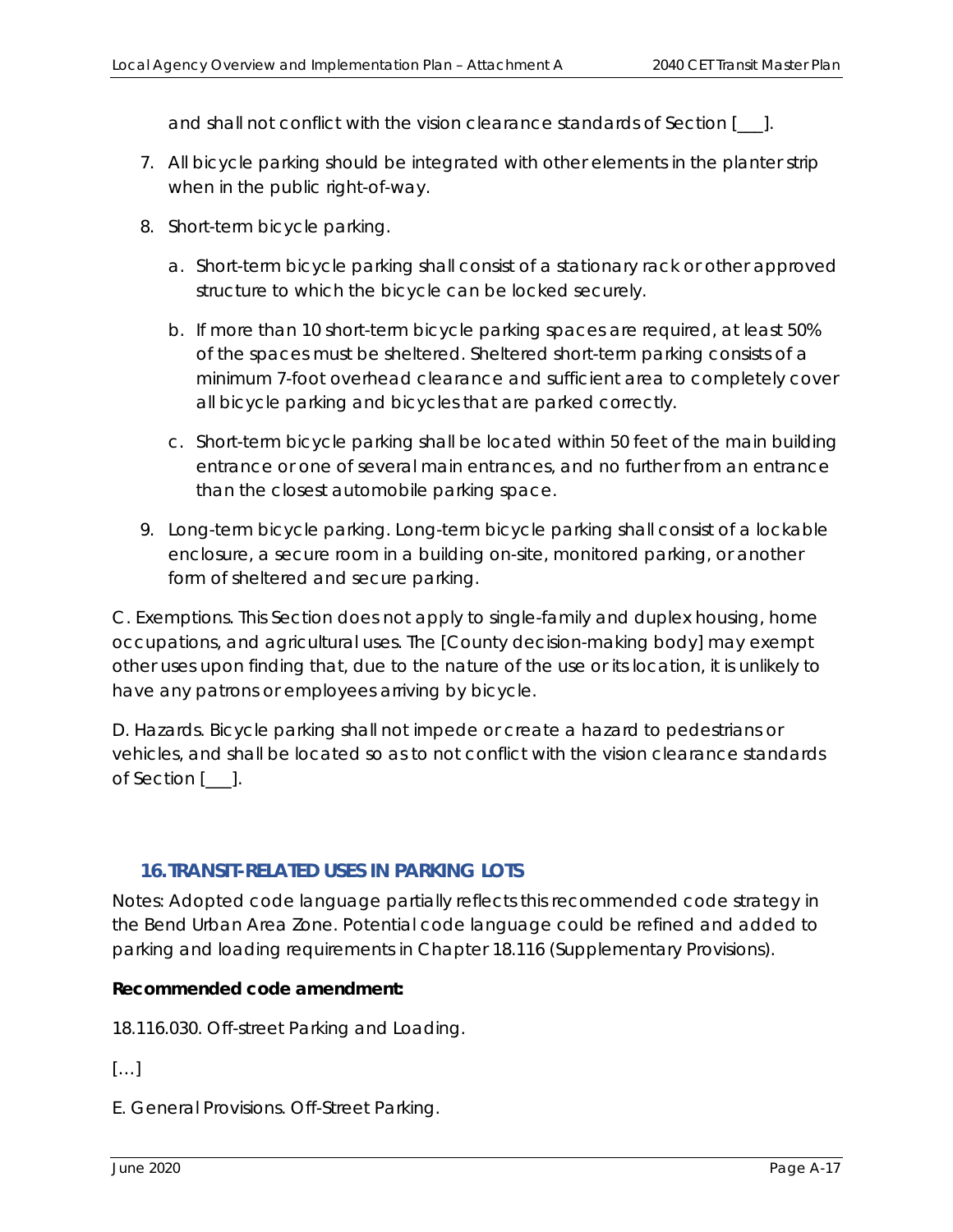and shall not conflict with the vision clearance standards of Section [___].

7. All bicycle parking should be integrated with other elements in the planter strip when in the public right-of-way.

8. Short-term bicycle parking.

   a. Short-term bicycle parking shall consist of a stationary rack or other approved structure to which the bicycle can be locked securely.

   b. If more than 10 short-term bicycle parking spaces are required, at least 50% of the spaces must be sheltered. Sheltered short-term parking consists of a minimum 7-foot overhead clearance and sufficient area to completely cover all bicycle parking and bicycles that are parked correctly.

   c. Short-term bicycle parking shall be located within 50 feet of the main building entrance or one of several main entrances, and no further from an entrance than the closest automobile parking space.

9. Long-term bicycle parking. Long-term bicycle parking shall consist of a lockable enclosure, a secure room in a building on-site, monitored parking, or another form of sheltered and secure parking.

C. Exemptions. This Section does not apply to single-family and duplex housing, home occupations, and agricultural uses. The [County decision-making body] may exempt other uses upon finding that, due to the nature of the use or its location, it is unlikely to have any patrons or employees arriving by bicycle.

D. Hazards. Bicycle parking shall not impede or create a hazard to pedestrians or vehicles, and shall be located so as to not conflict with the vision clearance standards of Section [___].

## 16. TRANSIT-RELATED USES IN PARKING LOTS

Notes: Adopted code language partially reflects this recommended code strategy in the Bend Urban Area Zone. Potential code language could be refined and added to parking and loading requirements in Chapter 18.116 (Supplementary Provisions).

**Recommended code amendment:**

18.116.030. Off-street Parking and Loading.

[…]

E. General Provisions. Off-Street Parking.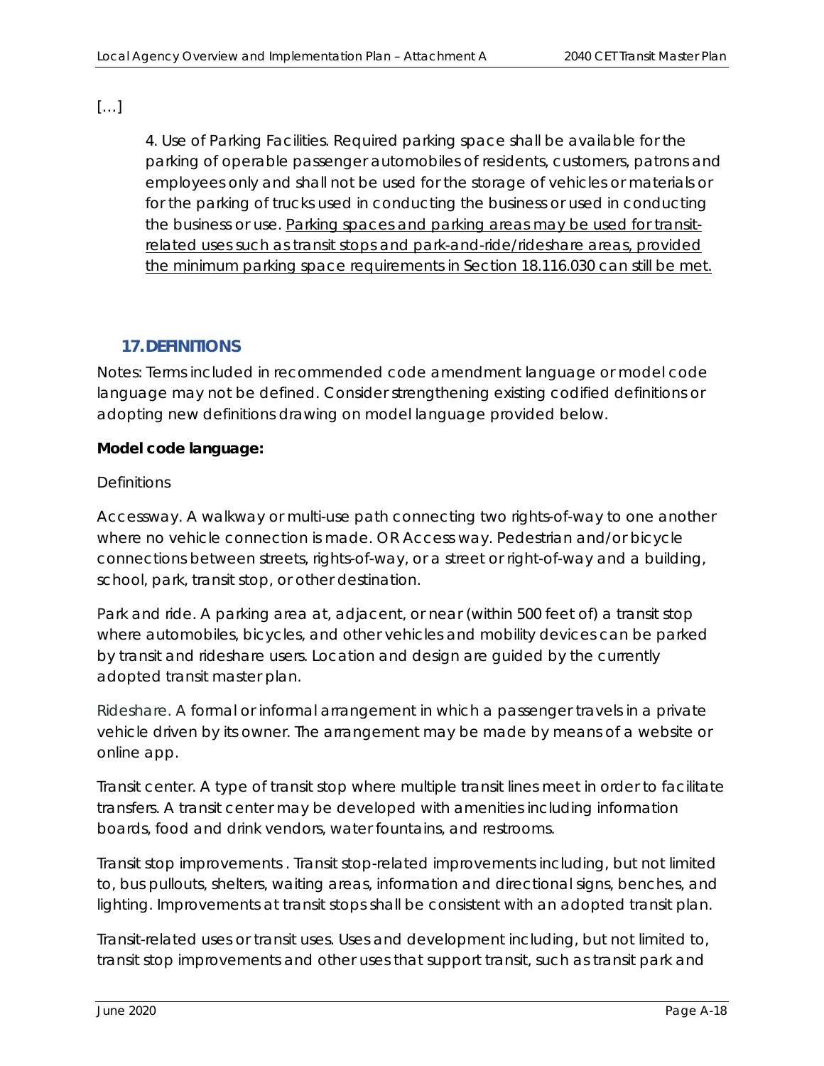[…]

> 4. Use of Parking Facilities. Required parking space shall be available for the parking of operable passenger automobiles of residents, customers, patrons and employees only and shall not be used for the storage of vehicles or materials or for the parking of trucks used in conducting the business or used in conducting the business or use. <u>Parking spaces and parking areas may be used for transit-related uses such as transit stops and park-and-ride/rideshare areas, provided the minimum parking space requirements in Section 18.116.030 can still be met.</u>

## 17. DEFINITIONS

Notes: Terms included in recommended code amendment language or model code language may not be defined. Consider strengthening existing codified definitions or adopting new definitions drawing on model language provided below.

**Model code language:**

Definitions

Accessway. A walkway or multi-use path connecting two rights-of-way to one another where no vehicle connection is made. OR Access way. Pedestrian and/or bicycle connections between streets, rights-of-way, or a street or right-of-way and a building, school, park, transit stop, or other destination.

Park and ride. A parking area at, adjacent, or near (within 500 feet of) a transit stop where automobiles, bicycles, and other vehicles and mobility devices can be parked by transit and rideshare users. Location and design are guided by the currently adopted transit master plan.

Rideshare. A formal or informal arrangement in which a passenger travels in a private vehicle driven by its owner. The arrangement may be made by means of a website or online app.

Transit center. A type of transit stop where multiple transit lines meet in order to facilitate transfers. A transit center may be developed with amenities including information boards, food and drink vendors, water fountains, and restrooms.

Transit stop improvements . Transit stop-related improvements including, but not limited to, bus pullouts, shelters, waiting areas, information and directional signs, benches, and lighting. Improvements at transit stops shall be consistent with an adopted transit plan.

Transit-related uses or transit uses. Uses and development including, but not limited to, transit stop improvements and other uses that support transit, such as transit park and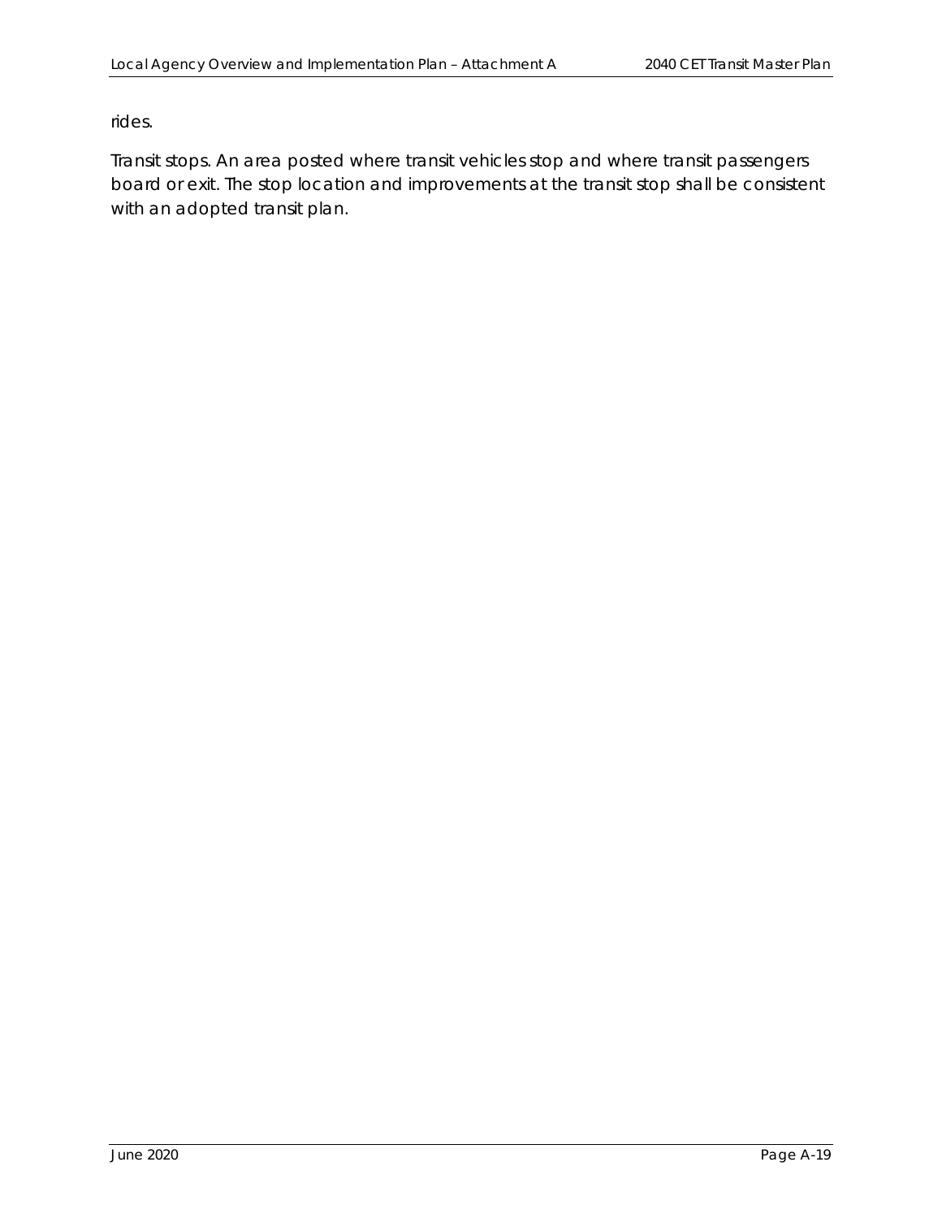rides.

Transit stops. An area posted where transit vehicles stop and where transit passengers board or exit. The stop location and improvements at the transit stop shall be consistent with an adopted transit plan.